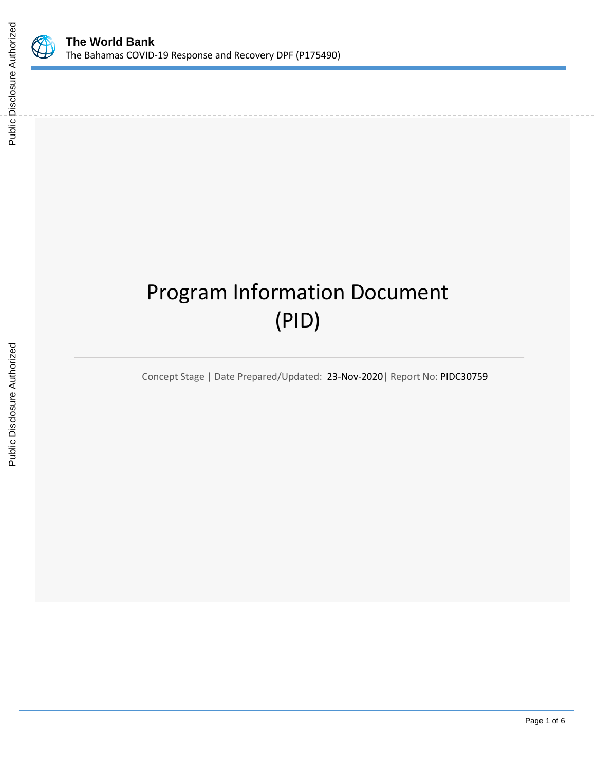# Program Information Document (PID)

Concept Stage | Date Prepared/Updated: 23-Nov-2020| Report No: PIDC30759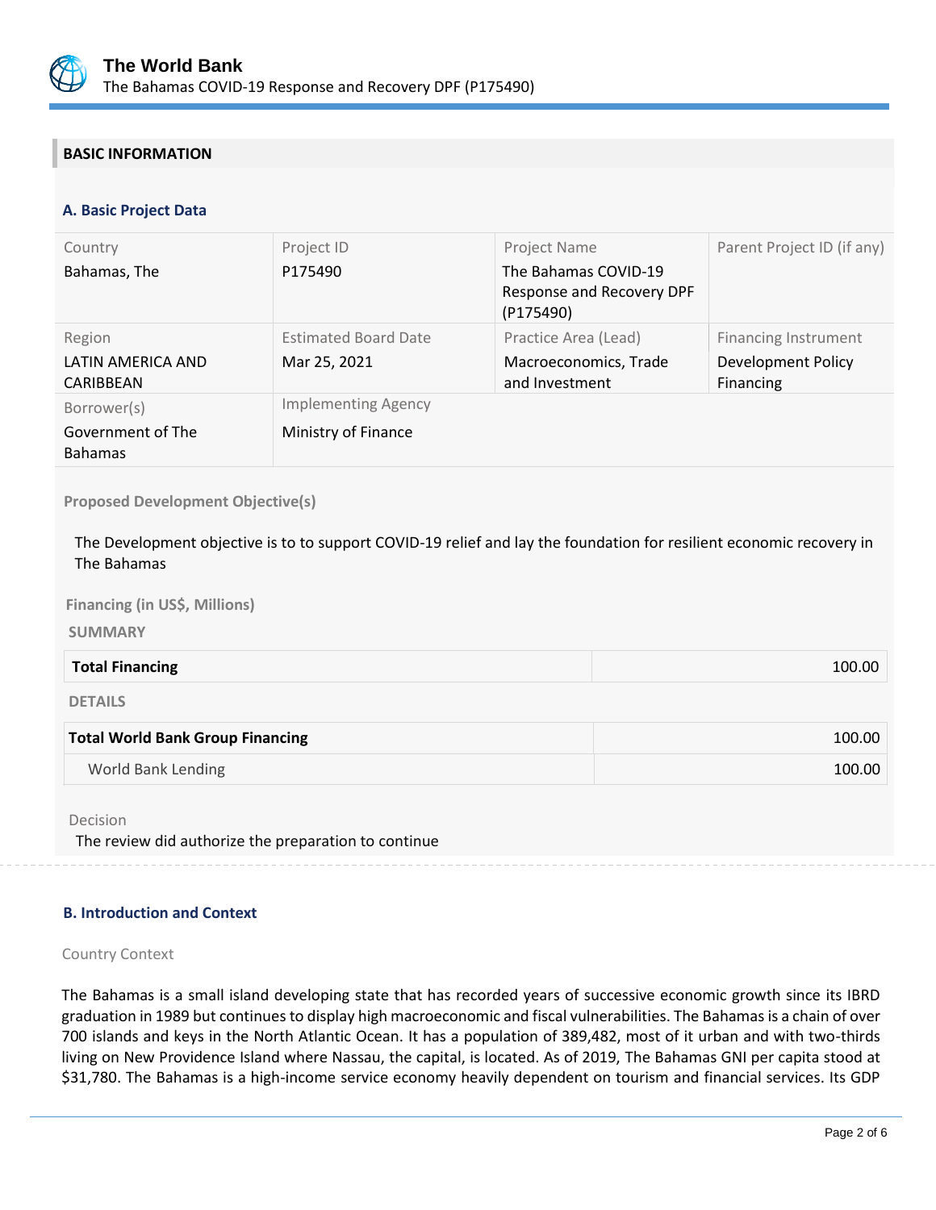## BASIC INFORMATION

### A. Basic Project Data

| Country | Project ID | Project Name | Parent Project ID (if any) |
|---|---|---|---|
| Bahamas, The | P175490 | The Bahamas COVID-19 Response and Recovery DPF (P175490) | |
| **Region** | **Estimated Board Date** | **Practice Area (Lead)** | **Financing Instrument** |
| LATIN AMERICA AND CARIBBEAN | Mar 25, 2021 | Macroeconomics, Trade and Investment | Development Policy Financing |
| **Borrower(s)** | **Implementing Agency** | | |
| Government of The Bahamas | Ministry of Finance | | |

**Proposed Development Objective(s)**

The Development objective is to to support COVID-19 relief and lay the foundation for resilient economic recovery in The Bahamas

**Financing (in US$, Millions)**

**SUMMARY**

| **Total Financing** | 100.00 |
|---|---|

**DETAILS**

| **Total World Bank Group Financing** | 100.00 |
|---|---|
| World Bank Lending | 100.00 |

Decision

The review did authorize the preparation to continue

### B. Introduction and Context

Country Context

The Bahamas is a small island developing state that has recorded years of successive economic growth since its IBRD graduation in 1989 but continues to display high macroeconomic and fiscal vulnerabilities. The Bahamas is a chain of over 700 islands and keys in the North Atlantic Ocean. It has a population of 389,482, most of it urban and with two-thirds living on New Providence Island where Nassau, the capital, is located. As of 2019, The Bahamas GNI per capita stood at $31,780. The Bahamas is a high-income service economy heavily dependent on tourism and financial services. Its GDP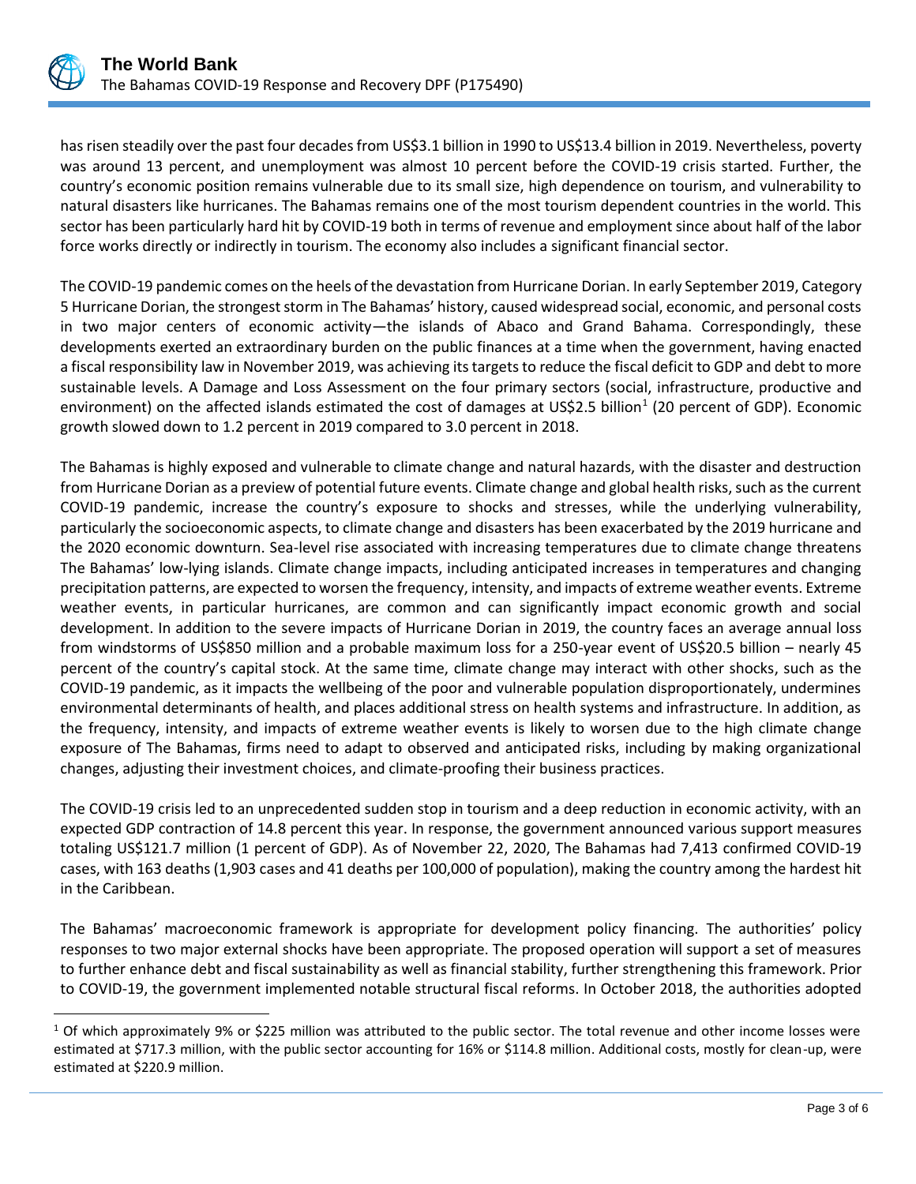has risen steadily over the past four decades from US$3.1 billion in 1990 to US$13.4 billion in 2019. Nevertheless, poverty was around 13 percent, and unemployment was almost 10 percent before the COVID-19 crisis started. Further, the country's economic position remains vulnerable due to its small size, high dependence on tourism, and vulnerability to natural disasters like hurricanes. The Bahamas remains one of the most tourism dependent countries in the world. This sector has been particularly hard hit by COVID-19 both in terms of revenue and employment since about half of the labor force works directly or indirectly in tourism. The economy also includes a significant financial sector.

The COVID-19 pandemic comes on the heels of the devastation from Hurricane Dorian. In early September 2019, Category 5 Hurricane Dorian, the strongest storm in The Bahamas' history, caused widespread social, economic, and personal costs in two major centers of economic activity—the islands of Abaco and Grand Bahama. Correspondingly, these developments exerted an extraordinary burden on the public finances at a time when the government, having enacted a fiscal responsibility law in November 2019, was achieving its targets to reduce the fiscal deficit to GDP and debt to more sustainable levels. A Damage and Loss Assessment on the four primary sectors (social, infrastructure, productive and environment) on the affected islands estimated the cost of damages at US$2.5 billion[1] (20 percent of GDP). Economic growth slowed down to 1.2 percent in 2019 compared to 3.0 percent in 2018.

The Bahamas is highly exposed and vulnerable to climate change and natural hazards, with the disaster and destruction from Hurricane Dorian as a preview of potential future events. Climate change and global health risks, such as the current COVID-19 pandemic, increase the country's exposure to shocks and stresses, while the underlying vulnerability, particularly the socioeconomic aspects, to climate change and disasters has been exacerbated by the 2019 hurricane and the 2020 economic downturn. Sea-level rise associated with increasing temperatures due to climate change threatens The Bahamas' low-lying islands. Climate change impacts, including anticipated increases in temperatures and changing precipitation patterns, are expected to worsen the frequency, intensity, and impacts of extreme weather events. Extreme weather events, in particular hurricanes, are common and can significantly impact economic growth and social development. In addition to the severe impacts of Hurricane Dorian in 2019, the country faces an average annual loss from windstorms of US$850 million and a probable maximum loss for a 250-year event of US$20.5 billion – nearly 45 percent of the country's capital stock. At the same time, climate change may interact with other shocks, such as the COVID-19 pandemic, as it impacts the wellbeing of the poor and vulnerable population disproportionately, undermines environmental determinants of health, and places additional stress on health systems and infrastructure. In addition, as the frequency, intensity, and impacts of extreme weather events is likely to worsen due to the high climate change exposure of The Bahamas, firms need to adapt to observed and anticipated risks, including by making organizational changes, adjusting their investment choices, and climate-proofing their business practices.

The COVID-19 crisis led to an unprecedented sudden stop in tourism and a deep reduction in economic activity, with an expected GDP contraction of 14.8 percent this year. In response, the government announced various support measures totaling US$121.7 million (1 percent of GDP). As of November 22, 2020, The Bahamas had 7,413 confirmed COVID-19 cases, with 163 deaths (1,903 cases and 41 deaths per 100,000 of population), making the country among the hardest hit in the Caribbean.

The Bahamas' macroeconomic framework is appropriate for development policy financing. The authorities' policy responses to two major external shocks have been appropriate. The proposed operation will support a set of measures to further enhance debt and fiscal sustainability as well as financial stability, further strengthening this framework. Prior to COVID-19, the government implemented notable structural fiscal reforms. In October 2018, the authorities adopted

---

[1] Of which approximately 9% or $225 million was attributed to the public sector. The total revenue and other income losses were estimated at $717.3 million, with the public sector accounting for 16% or $114.8 million. Additional costs, mostly for clean-up, were estimated at $220.9 million.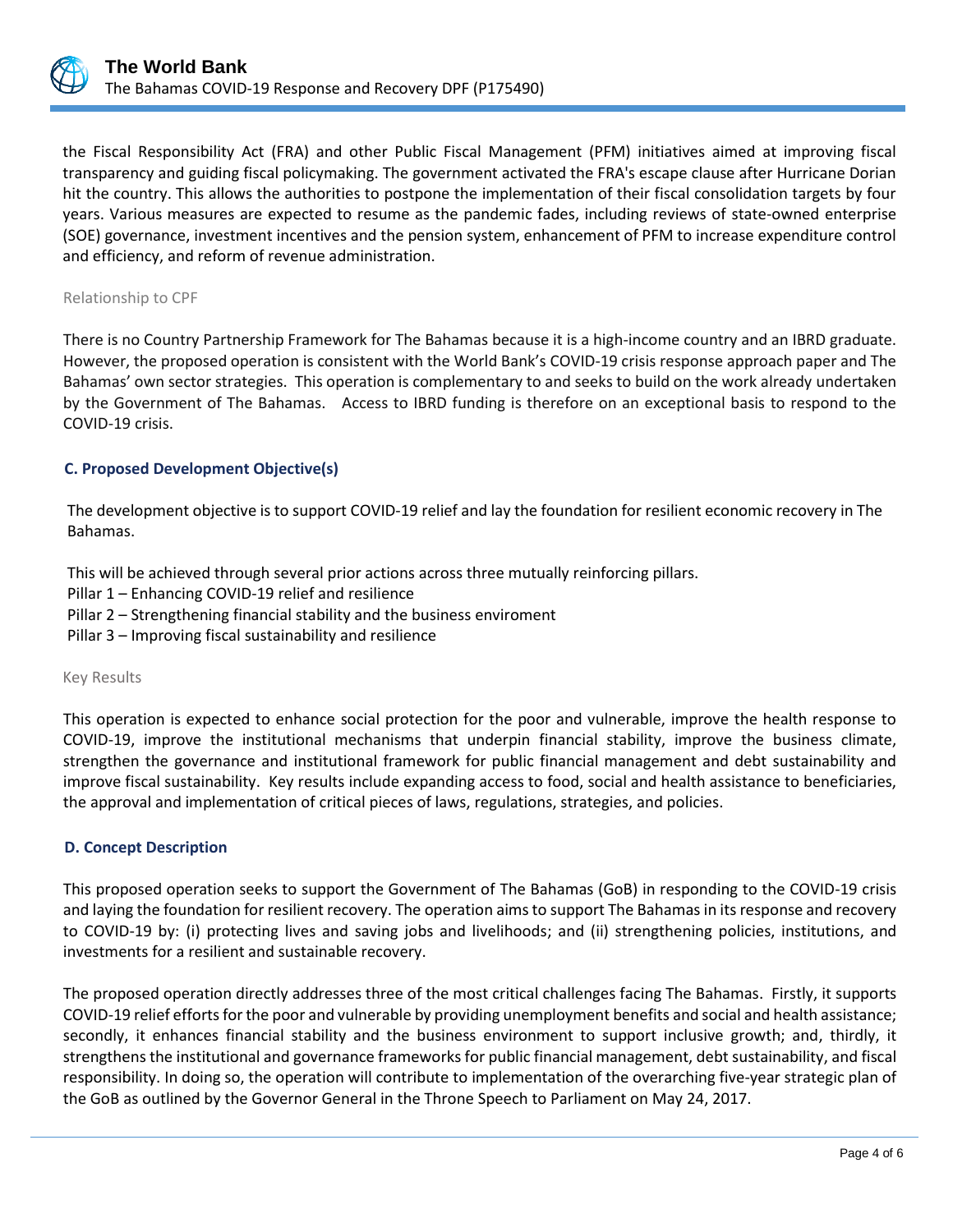the Fiscal Responsibility Act (FRA) and other Public Fiscal Management (PFM) initiatives aimed at improving fiscal transparency and guiding fiscal policymaking. The government activated the FRA's escape clause after Hurricane Dorian hit the country. This allows the authorities to postpone the implementation of their fiscal consolidation targets by four years. Various measures are expected to resume as the pandemic fades, including reviews of state-owned enterprise (SOE) governance, investment incentives and the pension system, enhancement of PFM to increase expenditure control and efficiency, and reform of revenue administration.

Relationship to CPF

There is no Country Partnership Framework for The Bahamas because it is a high-income country and an IBRD graduate. However, the proposed operation is consistent with the World Bank's COVID-19 crisis response approach paper and The Bahamas' own sector strategies. This operation is complementary to and seeks to build on the work already undertaken by the Government of The Bahamas. Access to IBRD funding is therefore on an exceptional basis to respond to the COVID-19 crisis.

### C. Proposed Development Objective(s)

The development objective is to support COVID-19 relief and lay the foundation for resilient economic recovery in The Bahamas.

This will be achieved through several prior actions across three mutually reinforcing pillars.
Pillar 1 – Enhancing COVID-19 relief and resilience
Pillar 2 – Strengthening financial stability and the business enviroment
Pillar 3 – Improving fiscal sustainability and resilience

Key Results

This operation is expected to enhance social protection for the poor and vulnerable, improve the health response to COVID-19, improve the institutional mechanisms that underpin financial stability, improve the business climate, strengthen the governance and institutional framework for public financial management and debt sustainability and improve fiscal sustainability. Key results include expanding access to food, social and health assistance to beneficiaries, the approval and implementation of critical pieces of laws, regulations, strategies, and policies.

### D. Concept Description

This proposed operation seeks to support the Government of The Bahamas (GoB) in responding to the COVID-19 crisis and laying the foundation for resilient recovery. The operation aims to support The Bahamas in its response and recovery to COVID-19 by: (i) protecting lives and saving jobs and livelihoods; and (ii) strengthening policies, institutions, and investments for a resilient and sustainable recovery.

The proposed operation directly addresses three of the most critical challenges facing The Bahamas. Firstly, it supports COVID-19 relief efforts for the poor and vulnerable by providing unemployment benefits and social and health assistance; secondly, it enhances financial stability and the business environment to support inclusive growth; and, thirdly, it strengthens the institutional and governance frameworks for public financial management, debt sustainability, and fiscal responsibility. In doing so, the operation will contribute to implementation of the overarching five-year strategic plan of the GoB as outlined by the Governor General in the Throne Speech to Parliament on May 24, 2017.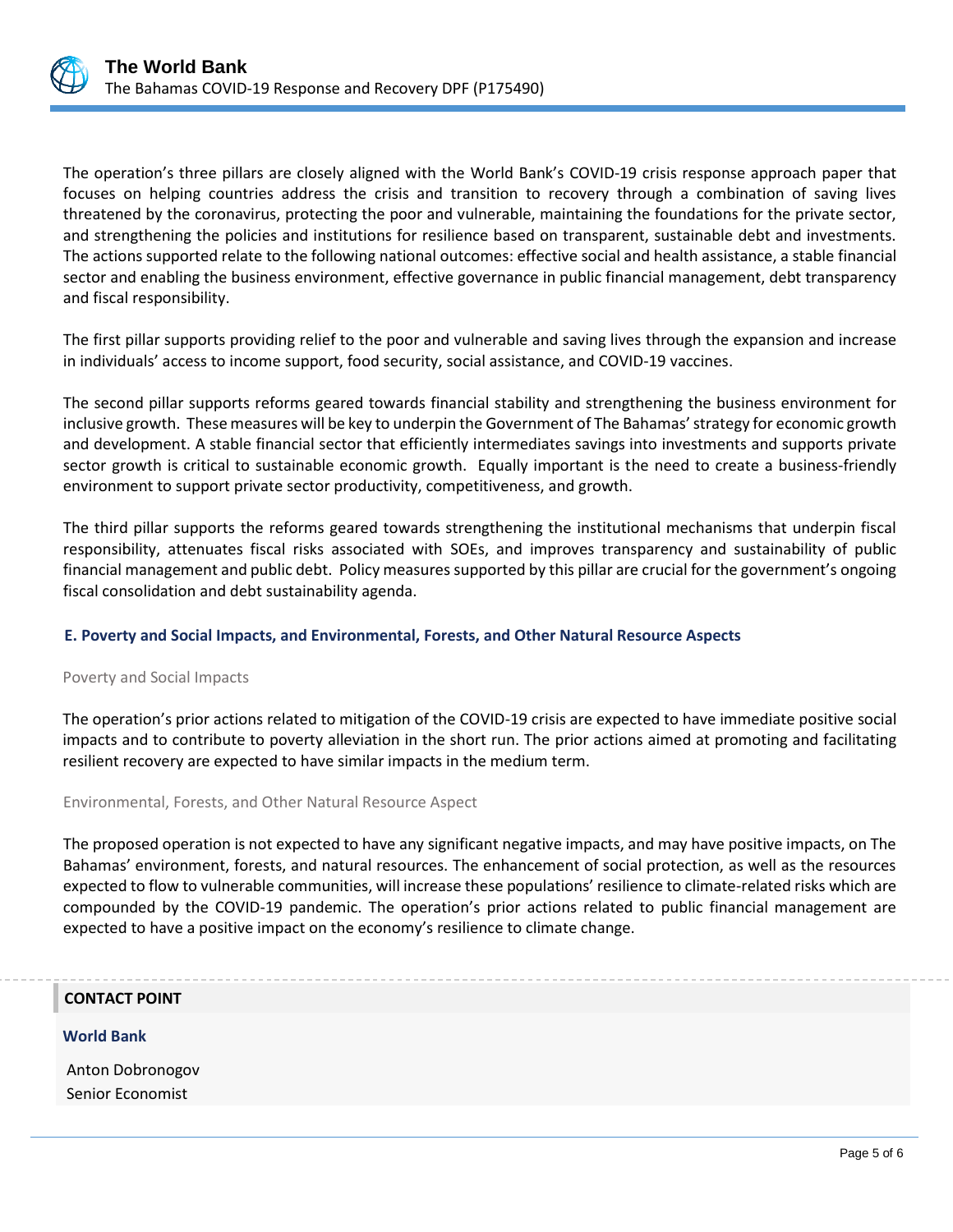The operation's three pillars are closely aligned with the World Bank's COVID-19 crisis response approach paper that focuses on helping countries address the crisis and transition to recovery through a combination of saving lives threatened by the coronavirus, protecting the poor and vulnerable, maintaining the foundations for the private sector, and strengthening the policies and institutions for resilience based on transparent, sustainable debt and investments. The actions supported relate to the following national outcomes: effective social and health assistance, a stable financial sector and enabling the business environment, effective governance in public financial management, debt transparency and fiscal responsibility.

The first pillar supports providing relief to the poor and vulnerable and saving lives through the expansion and increase in individuals' access to income support, food security, social assistance, and COVID-19 vaccines.

The second pillar supports reforms geared towards financial stability and strengthening the business environment for inclusive growth. These measures will be key to underpin the Government of The Bahamas' strategy for economic growth and development. A stable financial sector that efficiently intermediates savings into investments and supports private sector growth is critical to sustainable economic growth. Equally important is the need to create a business-friendly environment to support private sector productivity, competitiveness, and growth.

The third pillar supports the reforms geared towards strengthening the institutional mechanisms that underpin fiscal responsibility, attenuates fiscal risks associated with SOEs, and improves transparency and sustainability of public financial management and public debt. Policy measures supported by this pillar are crucial for the government's ongoing fiscal consolidation and debt sustainability agenda.

### E. Poverty and Social Impacts, and Environmental, Forests, and Other Natural Resource Aspects

#### Poverty and Social Impacts

The operation's prior actions related to mitigation of the COVID-19 crisis are expected to have immediate positive social impacts and to contribute to poverty alleviation in the short run. The prior actions aimed at promoting and facilitating resilient recovery are expected to have similar impacts in the medium term.

#### Environmental, Forests, and Other Natural Resource Aspect

The proposed operation is not expected to have any significant negative impacts, and may have positive impacts, on The Bahamas' environment, forests, and natural resources. The enhancement of social protection, as well as the resources expected to flow to vulnerable communities, will increase these populations' resilience to climate-related risks which are compounded by the COVID-19 pandemic. The operation's prior actions related to public financial management are expected to have a positive impact on the economy's resilience to climate change.

## CONTACT POINT

### World Bank

Anton Dobronogov
Senior Economist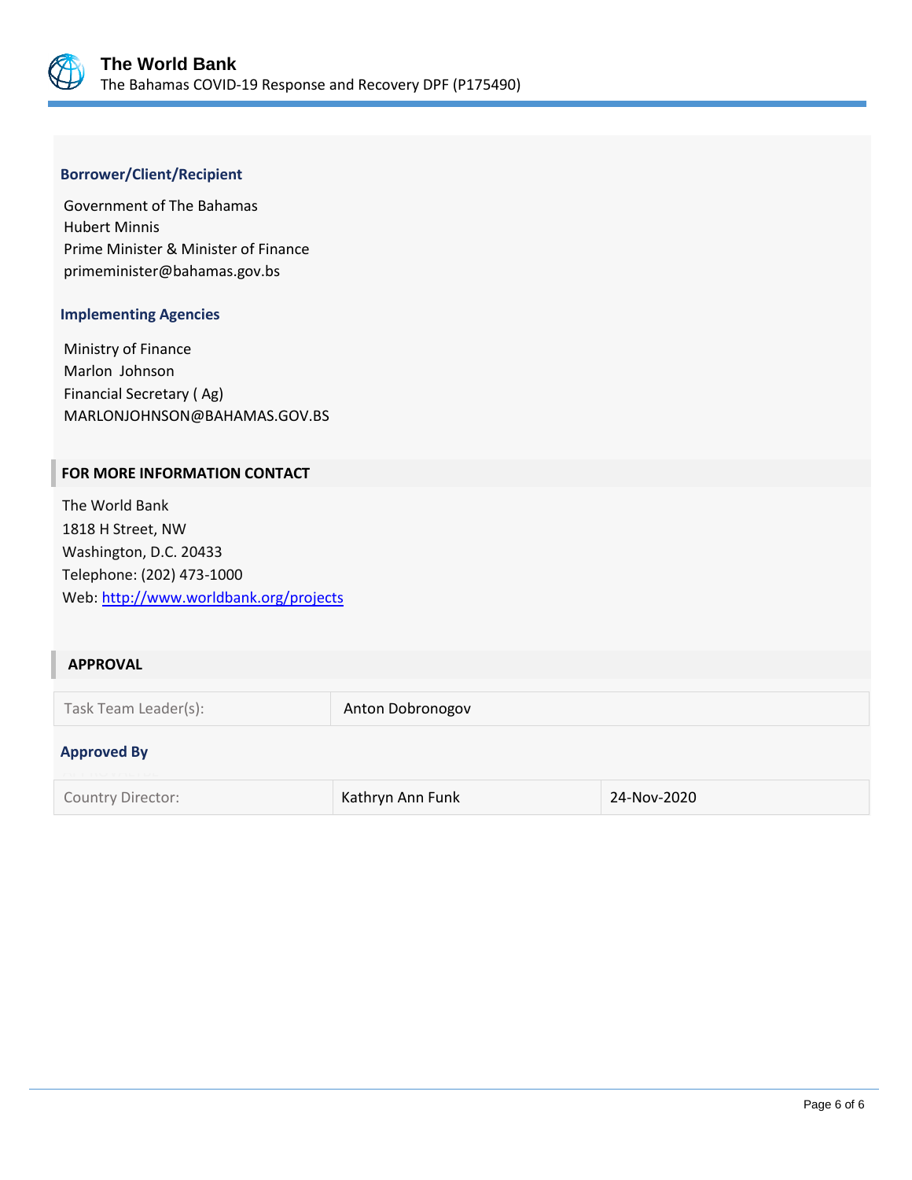### Borrower/Client/Recipient

Government of The Bahamas
Hubert Minnis
Prime Minister & Minister of Finance
primeminister@bahamas.gov.bs

### Implementing Agencies

Ministry of Finance
Marlon Johnson
Financial Secretary ( Ag)
MARLONJOHNSON@BAHAMAS.GOV.BS

## FOR MORE INFORMATION CONTACT

The World Bank
1818 H Street, NW
Washington, D.C. 20433
Telephone: (202) 473-1000
Web: http://www.worldbank.org/projects

## APPROVAL

| | |
|---|---|
| Task Team Leader(s): | Anton Dobronogov |

### Approved By

| | | |
|---|---|---|
| Country Director: | Kathryn Ann Funk | 24-Nov-2020 |